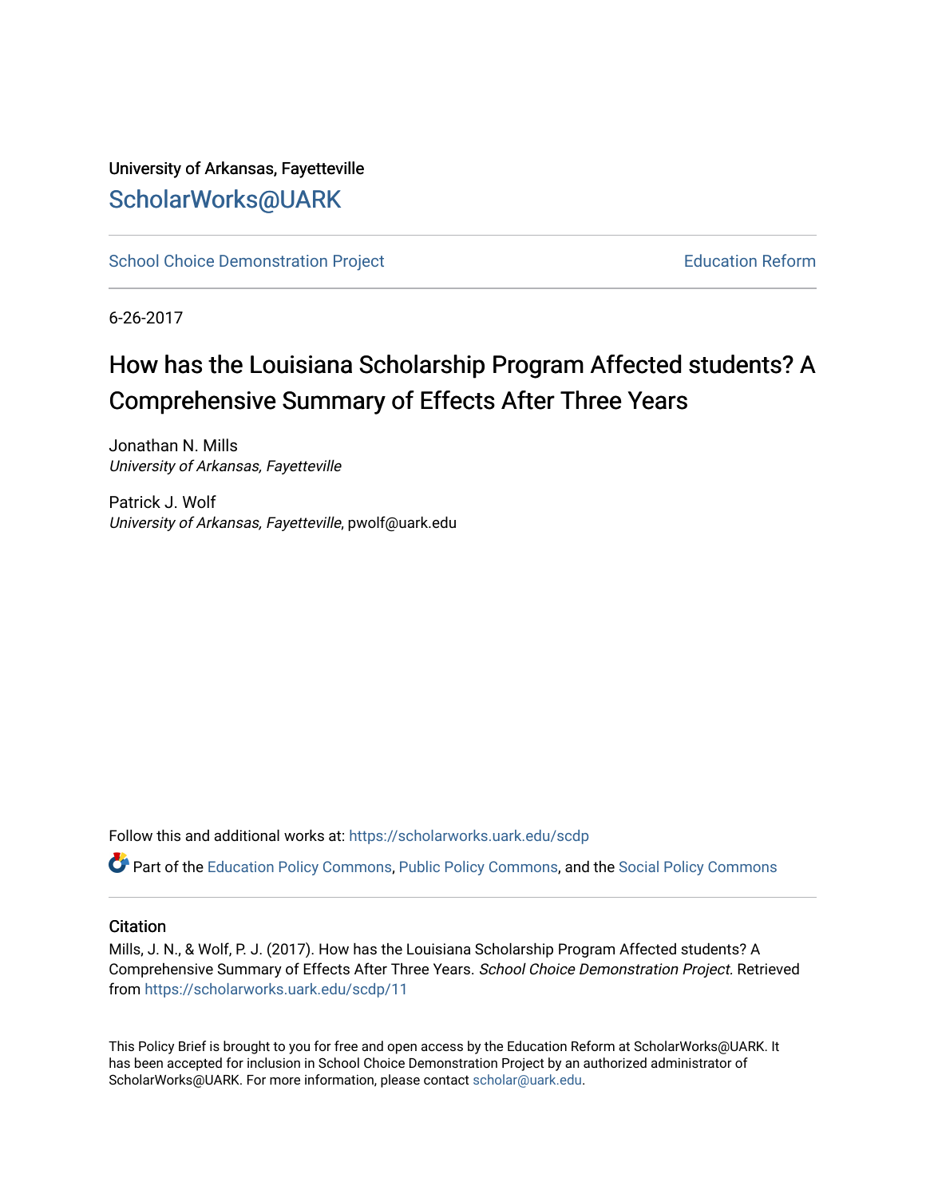University of Arkansas, Fayetteville

## ScholarWorks@UARK

School Choice Demonstration Project | Education Reform

6-26-2017

# How has the Louisiana Scholarship Program Affected students? A Comprehensive Summary of Effects After Three Years

Jonathan N. Mills
*University of Arkansas, Fayetteville*

Patrick J. Wolf
*University of Arkansas, Fayetteville*, pwolf@uark.edu

Follow this and additional works at: https://scholarworks.uark.edu/scdp

Part of the Education Policy Commons, Public Policy Commons, and the Social Policy Commons

### Citation

Mills, J. N., & Wolf, P. J. (2017). How has the Louisiana Scholarship Program Affected students? A Comprehensive Summary of Effects After Three Years. *School Choice Demonstration Project*. Retrieved from https://scholarworks.uark.edu/scdp/11

This Policy Brief is brought to you for free and open access by the Education Reform at ScholarWorks@UARK. It has been accepted for inclusion in School Choice Demonstration Project by an authorized administrator of ScholarWorks@UARK. For more information, please contact scholar@uark.edu.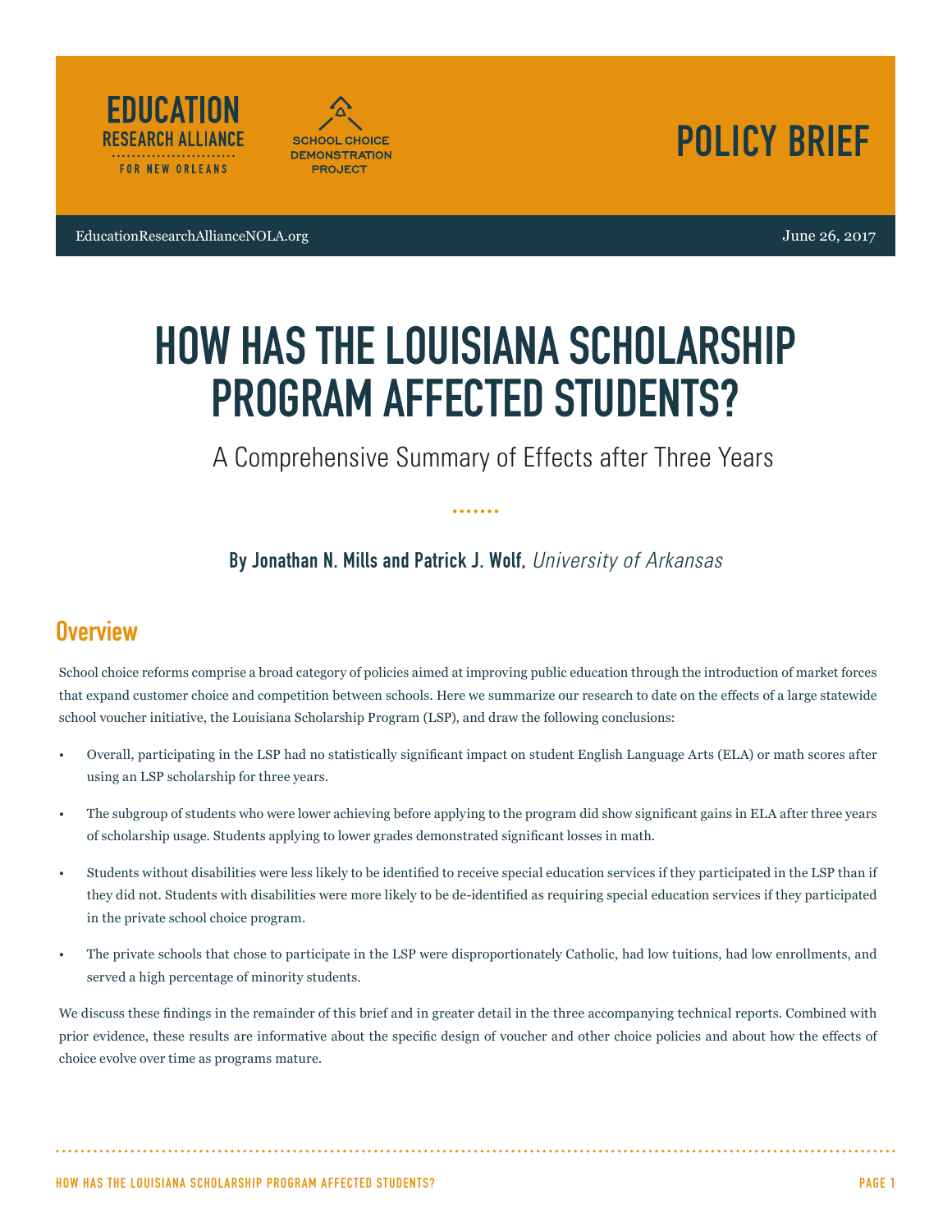EDUCATION RESEARCH ALLIANCE FOR NEW ORLEANS

SCHOOL CHOICE DEMONSTRATION PROJECT

POLICY BRIEF

EducationResearchAllianceNOLA.org

June 26, 2017

# HOW HAS THE LOUISIANA SCHOLARSHIP PROGRAM AFFECTED STUDENTS?

## A Comprehensive Summary of Effects after Three Years

**By Jonathan N. Mills and Patrick J. Wolf,** *University of Arkansas*

## Overview

School choice reforms comprise a broad category of policies aimed at improving public education through the introduction of market forces that expand customer choice and competition between schools. Here we summarize our research to date on the effects of a large statewide school voucher initiative, the Louisiana Scholarship Program (LSP), and draw the following conclusions:

- Overall, participating in the LSP had no statistically significant impact on student English Language Arts (ELA) or math scores after using an LSP scholarship for three years.
- The subgroup of students who were lower achieving before applying to the program did show significant gains in ELA after three years of scholarship usage. Students applying to lower grades demonstrated significant losses in math.
- Students without disabilities were less likely to be identified to receive special education services if they participated in the LSP than if they did not. Students with disabilities were more likely to be de-identified as requiring special education services if they participated in the private school choice program.
- The private schools that chose to participate in the LSP were disproportionately Catholic, had low tuitions, had low enrollments, and served a high percentage of minority students.

We discuss these findings in the remainder of this brief and in greater detail in the three accompanying technical reports. Combined with prior evidence, these results are informative about the specific design of voucher and other choice policies and about how the effects of choice evolve over time as programs mature.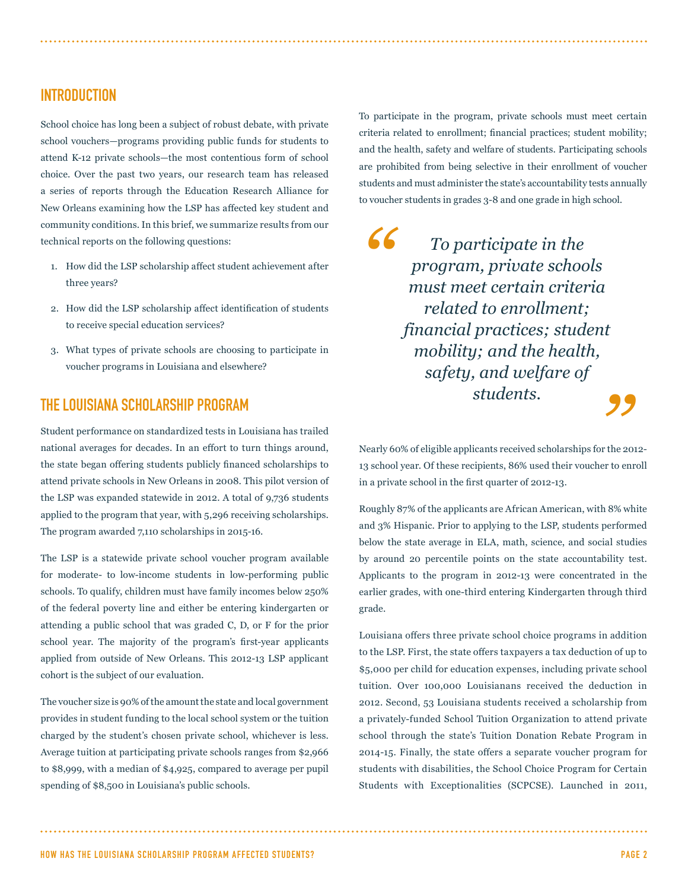## INTRODUCTION

School choice has long been a subject of robust debate, with private school vouchers—programs providing public funds for students to attend K-12 private schools—the most contentious form of school choice. Over the past two years, our research team has released a series of reports through the Education Research Alliance for New Orleans examining how the LSP has affected key student and community conditions. In this brief, we summarize results from our technical reports on the following questions:

1. How did the LSP scholarship affect student achievement after three years?
2. How did the LSP scholarship affect identification of students to receive special education services?
3. What types of private schools are choosing to participate in voucher programs in Louisiana and elsewhere?

## THE LOUISIANA SCHOLARSHIP PROGRAM

Student performance on standardized tests in Louisiana has trailed national averages for decades. In an effort to turn things around, the state began offering students publicly financed scholarships to attend private schools in New Orleans in 2008. This pilot version of the LSP was expanded statewide in 2012. A total of 9,736 students applied to the program that year, with 5,296 receiving scholarships. The program awarded 7,110 scholarships in 2015-16.

The LSP is a statewide private school voucher program available for moderate- to low-income students in low-performing public schools. To qualify, children must have family incomes below 250% of the federal poverty line and either be entering kindergarten or attending a public school that was graded C, D, or F for the prior school year. The majority of the program's first-year applicants applied from outside of New Orleans. This 2012-13 LSP applicant cohort is the subject of our evaluation.

The voucher size is 90% of the amount the state and local government provides in student funding to the local school system or the tuition charged by the student's chosen private school, whichever is less. Average tuition at participating private schools ranges from $2,966 to $8,999, with a median of $4,925, compared to average per pupil spending of $8,500 in Louisiana's public schools.

To participate in the program, private schools must meet certain criteria related to enrollment; financial practices; student mobility; and the health, safety and welfare of students. Participating schools are prohibited from being selective in their enrollment of voucher students and must administer the state's accountability tests annually to voucher students in grades 3-8 and one grade in high school.

> *"To participate in the program, private schools must meet certain criteria related to enrollment; financial practices; student mobility; and the health, safety, and welfare of students."*

Nearly 60% of eligible applicants received scholarships for the 2012-13 school year. Of these recipients, 86% used their voucher to enroll in a private school in the first quarter of 2012-13.

Roughly 87% of the applicants are African American, with 8% white and 3% Hispanic. Prior to applying to the LSP, students performed below the state average in ELA, math, science, and social studies by around 20 percentile points on the state accountability test. Applicants to the program in 2012-13 were concentrated in the earlier grades, with one-third entering Kindergarten through third grade.

Louisiana offers three private school choice programs in addition to the LSP. First, the state offers taxpayers a tax deduction of up to $5,000 per child for education expenses, including private school tuition. Over 100,000 Louisianans received the deduction in 2012. Second, 53 Louisiana students received a scholarship from a privately-funded School Tuition Organization to attend private school through the state's Tuition Donation Rebate Program in 2014-15. Finally, the state offers a separate voucher program for students with disabilities, the School Choice Program for Certain Students with Exceptionalities (SCPCSE). Launched in 2011,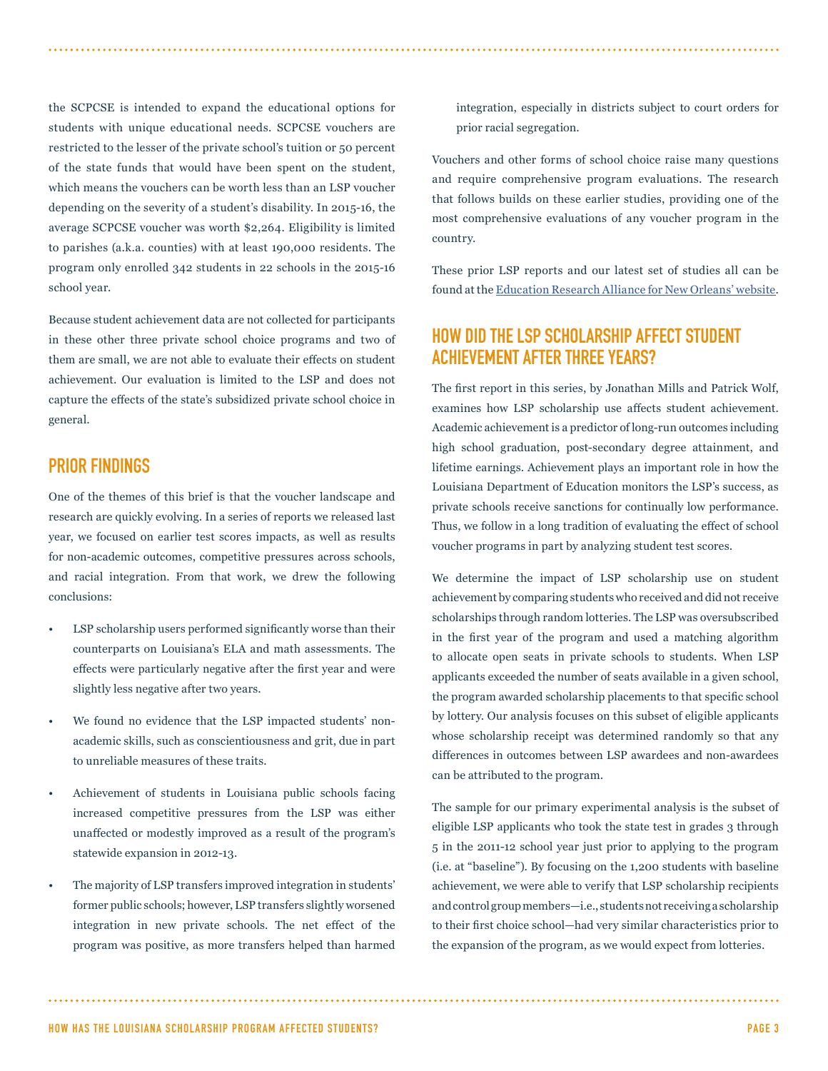the SCPCSE is intended to expand the educational options for students with unique educational needs. SCPCSE vouchers are restricted to the lesser of the private school's tuition or 50 percent of the state funds that would have been spent on the student, which means the vouchers can be worth less than an LSP voucher depending on the severity of a student's disability. In 2015-16, the average SCPCSE voucher was worth $2,264. Eligibility is limited to parishes (a.k.a. counties) with at least 190,000 residents. The program only enrolled 342 students in 22 schools in the 2015-16 school year.

Because student achievement data are not collected for participants in these other three private school choice programs and two of them are small, we are not able to evaluate their effects on student achievement. Our evaluation is limited to the LSP and does not capture the effects of the state's subsidized private school choice in general.

## PRIOR FINDINGS

One of the themes of this brief is that the voucher landscape and research are quickly evolving. In a series of reports we released last year, we focused on earlier test scores impacts, as well as results for non-academic outcomes, competitive pressures across schools, and racial integration. From that work, we drew the following conclusions:

- LSP scholarship users performed significantly worse than their counterparts on Louisiana's ELA and math assessments. The effects were particularly negative after the first year and were slightly less negative after two years.
- We found no evidence that the LSP impacted students' non-academic skills, such as conscientiousness and grit, due in part to unreliable measures of these traits.
- Achievement of students in Louisiana public schools facing increased competitive pressures from the LSP was either unaffected or modestly improved as a result of the program's statewide expansion in 2012-13.
- The majority of LSP transfers improved integration in students' former public schools; however, LSP transfers slightly worsened integration in new private schools. The net effect of the program was positive, as more transfers helped than harmed integration, especially in districts subject to court orders for prior racial segregation.

Vouchers and other forms of school choice raise many questions and require comprehensive program evaluations. The research that follows builds on these earlier studies, providing one of the most comprehensive evaluations of any voucher program in the country.

These prior LSP reports and our latest set of studies all can be found at the Education Research Alliance for New Orleans' website.

## HOW DID THE LSP SCHOLARSHIP AFFECT STUDENT ACHIEVEMENT AFTER THREE YEARS?

The first report in this series, by Jonathan Mills and Patrick Wolf, examines how LSP scholarship use affects student achievement. Academic achievement is a predictor of long-run outcomes including high school graduation, post-secondary degree attainment, and lifetime earnings. Achievement plays an important role in how the Louisiana Department of Education monitors the LSP's success, as private schools receive sanctions for continually low performance. Thus, we follow in a long tradition of evaluating the effect of school voucher programs in part by analyzing student test scores.

We determine the impact of LSP scholarship use on student achievement by comparing students who received and did not receive scholarships through random lotteries. The LSP was oversubscribed in the first year of the program and used a matching algorithm to allocate open seats in private schools to students. When LSP applicants exceeded the number of seats available in a given school, the program awarded scholarship placements to that specific school by lottery. Our analysis focuses on this subset of eligible applicants whose scholarship receipt was determined randomly so that any differences in outcomes between LSP awardees and non-awardees can be attributed to the program.

The sample for our primary experimental analysis is the subset of eligible LSP applicants who took the state test in grades 3 through 5 in the 2011-12 school year just prior to applying to the program (i.e. at "baseline"). By focusing on the 1,200 students with baseline achievement, we were able to verify that LSP scholarship recipients and control group members—i.e., students not receiving a scholarship to their first choice school—had very similar characteristics prior to the expansion of the program, as we would expect from lotteries.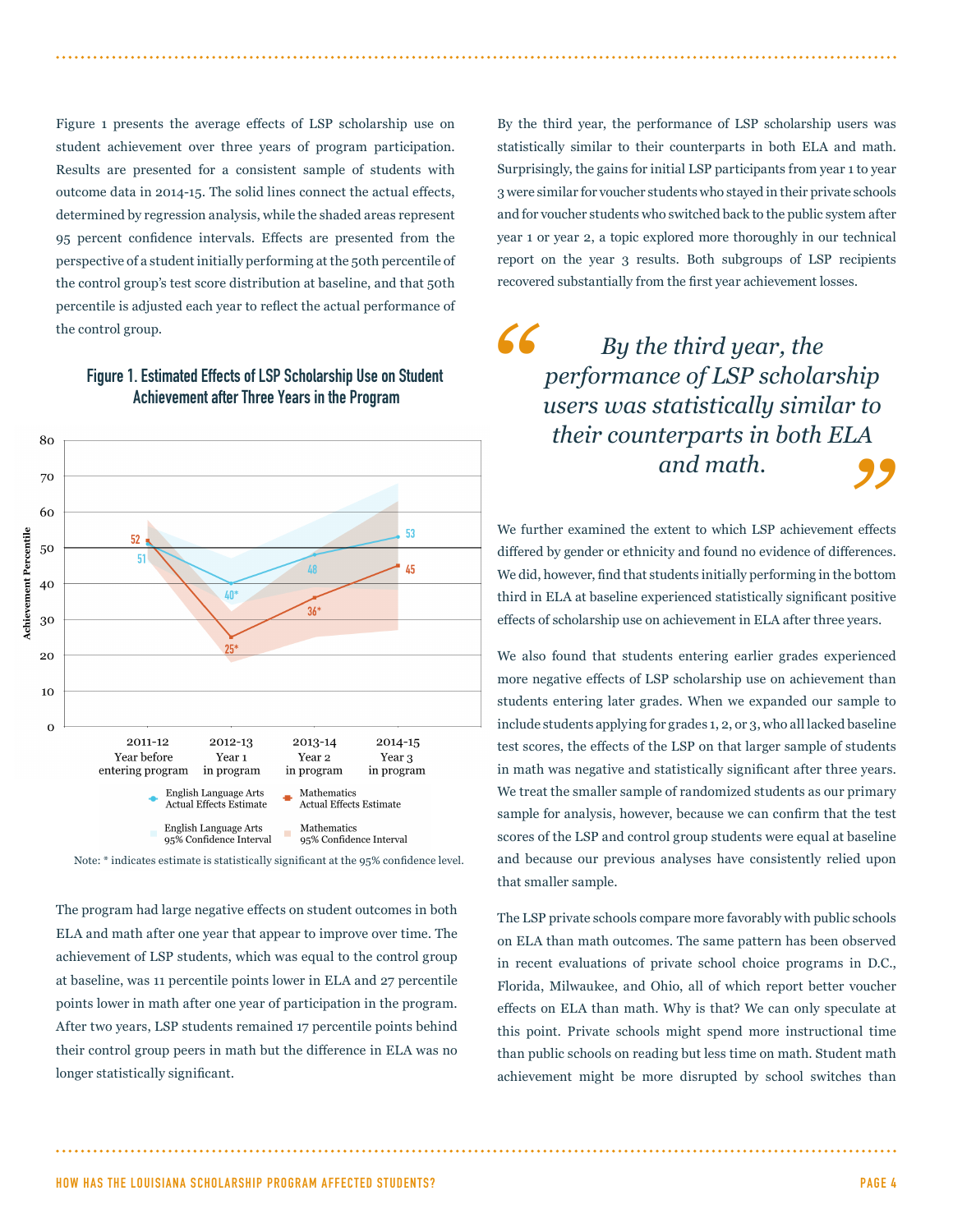Figure 1 presents the average effects of LSP scholarship use on student achievement over three years of program participation. Results are presented for a consistent sample of students with outcome data in 2014-15. The solid lines connect the actual effects, determined by regression analysis, while the shaded areas represent 95 percent confidence intervals. Effects are presented from the perspective of a student initially performing at the 50th percentile of the control group's test score distribution at baseline, and that 50th percentile is adjusted each year to reflect the actual performance of the control group.

**Figure 1. Estimated Effects of LSP Scholarship Use on Student Achievement after Three Years in the Program**

| | 2011-12 Year before entering program | 2012-13 Year 1 in program | 2013-14 Year 2 in program | 2014-15 Year 3 in program |
|---|---|---|---|---|
| English Language Arts Actual Effects Estimate | 51 | 40* | 48 | 53 |
| Mathematics Actual Effects Estimate | 52 | 25* | 36* | 45 |

Note: * indicates estimate is statistically significant at the 95% confidence level.

The program had large negative effects on student outcomes in both ELA and math after one year that appear to improve over time. The achievement of LSP students, which was equal to the control group at baseline, was 11 percentile points lower in ELA and 27 percentile points lower in math after one year of participation in the program. After two years, LSP students remained 17 percentile points behind their control group peers in math but the difference in ELA was no longer statistically significant.

By the third year, the performance of LSP scholarship users was statistically similar to their counterparts in both ELA and math. Surprisingly, the gains for initial LSP participants from year 1 to year 3 were similar for voucher students who stayed in their private schools and for voucher students who switched back to the public system after year 1 or year 2, a topic explored more thoroughly in our technical report on the year 3 results. Both subgroups of LSP recipients recovered substantially from the first year achievement losses.

> *"By the third year, the performance of LSP scholarship users was statistically similar to their counterparts in both ELA and math."*

We further examined the extent to which LSP achievement effects differed by gender or ethnicity and found no evidence of differences. We did, however, find that students initially performing in the bottom third in ELA at baseline experienced statistically significant positive effects of scholarship use on achievement in ELA after three years.

We also found that students entering earlier grades experienced more negative effects of LSP scholarship use on achievement than students entering later grades. When we expanded our sample to include students applying for grades 1, 2, or 3, who all lacked baseline test scores, the effects of the LSP on that larger sample of students in math was negative and statistically significant after three years. We treat the smaller sample of randomized students as our primary sample for analysis, however, because we can confirm that the test scores of the LSP and control group students were equal at baseline and because our previous analyses have consistently relied upon that smaller sample.

The LSP private schools compare more favorably with public schools on ELA than math outcomes. The same pattern has been observed in recent evaluations of private school choice programs in D.C., Florida, Milwaukee, and Ohio, all of which report better voucher effects on ELA than math. Why is that? We can only speculate at this point. Private schools might spend more instructional time than public schools on reading but less time on math. Student math achievement might be more disrupted by school switches than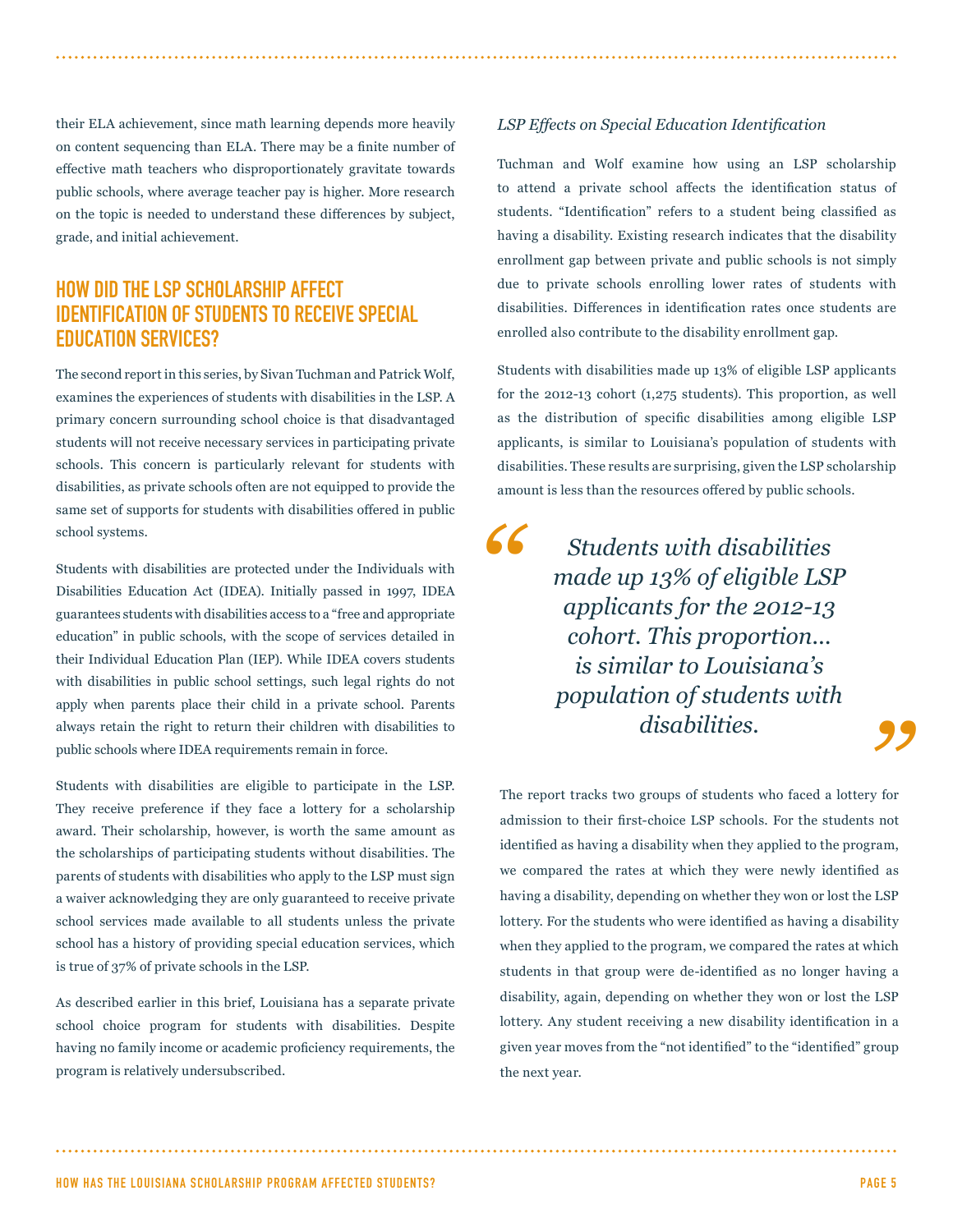their ELA achievement, since math learning depends more heavily on content sequencing than ELA. There may be a finite number of effective math teachers who disproportionately gravitate towards public schools, where average teacher pay is higher. More research on the topic is needed to understand these differences by subject, grade, and initial achievement.

## HOW DID THE LSP SCHOLARSHIP AFFECT IDENTIFICATION OF STUDENTS TO RECEIVE SPECIAL EDUCATION SERVICES?

The second report in this series, by Sivan Tuchman and Patrick Wolf, examines the experiences of students with disabilities in the LSP. A primary concern surrounding school choice is that disadvantaged students will not receive necessary services in participating private schools. This concern is particularly relevant for students with disabilities, as private schools often are not equipped to provide the same set of supports for students with disabilities offered in public school systems.

Students with disabilities are protected under the Individuals with Disabilities Education Act (IDEA). Initially passed in 1997, IDEA guarantees students with disabilities access to a "free and appropriate education" in public schools, with the scope of services detailed in their Individual Education Plan (IEP). While IDEA covers students with disabilities in public school settings, such legal rights do not apply when parents place their child in a private school. Parents always retain the right to return their children with disabilities to public schools where IDEA requirements remain in force.

Students with disabilities are eligible to participate in the LSP. They receive preference if they face a lottery for a scholarship award. Their scholarship, however, is worth the same amount as the scholarships of participating students without disabilities. The parents of students with disabilities who apply to the LSP must sign a waiver acknowledging they are only guaranteed to receive private school services made available to all students unless the private school has a history of providing special education services, which is true of 37% of private schools in the LSP.

As described earlier in this brief, Louisiana has a separate private school choice program for students with disabilities. Despite having no family income or academic proficiency requirements, the program is relatively undersubscribed.

### *LSP Effects on Special Education Identification*

Tuchman and Wolf examine how using an LSP scholarship to attend a private school affects the identification status of students. "Identification" refers to a student being classified as having a disability. Existing research indicates that the disability enrollment gap between private and public schools is not simply due to private schools enrolling lower rates of students with disabilities. Differences in identification rates once students are enrolled also contribute to the disability enrollment gap.

Students with disabilities made up 13% of eligible LSP applicants for the 2012-13 cohort (1,275 students). This proportion, as well as the distribution of specific disabilities among eligible LSP applicants, is similar to Louisiana's population of students with disabilities. These results are surprising, given the LSP scholarship amount is less than the resources offered by public schools.

> *"Students with disabilities made up 13% of eligible LSP applicants for the 2012-13 cohort. This proportion… is similar to Louisiana's population of students with disabilities."*

The report tracks two groups of students who faced a lottery for admission to their first-choice LSP schools. For the students not identified as having a disability when they applied to the program, we compared the rates at which they were newly identified as having a disability, depending on whether they won or lost the LSP lottery. For the students who were identified as having a disability when they applied to the program, we compared the rates at which students in that group were de-identified as no longer having a disability, again, depending on whether they won or lost the LSP lottery. Any student receiving a new disability identification in a given year moves from the "not identified" to the "identified" group the next year.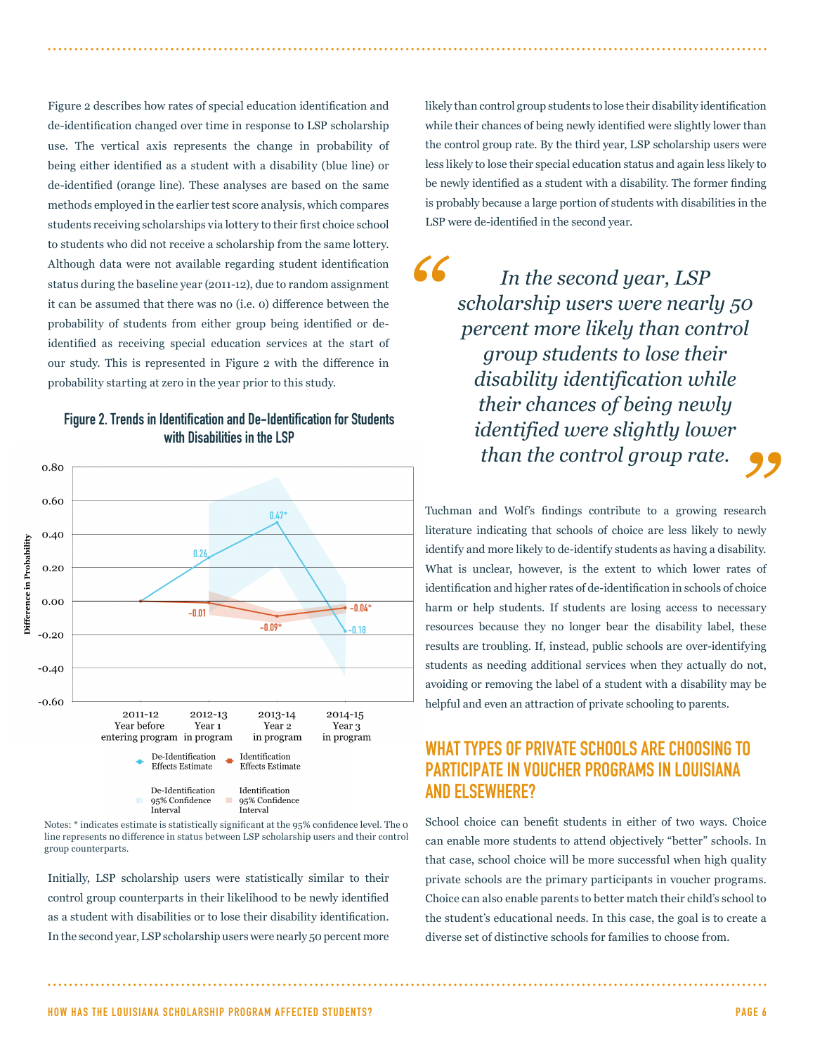Figure 2 describes how rates of special education identification and de-identification changed over time in response to LSP scholarship use. The vertical axis represents the change in probability of being either identified as a student with a disability (blue line) or de-identified (orange line). These analyses are based on the same methods employed in the earlier test score analysis, which compares students receiving scholarships via lottery to their first choice school to students who did not receive a scholarship from the same lottery. Although data were not available regarding student identification status during the baseline year (2011-12), due to random assignment it can be assumed that there was no (i.e. 0) difference between the probability of students from either group being identified or de-identified as receiving special education services at the start of our study. This is represented in Figure 2 with the difference in probability starting at zero in the year prior to this study.

**Figure 2. Trends in Identification and De-Identification for Students with Disabilities in the LSP**

| | 2011-12 Year before entering program | 2012-13 Year 1 in program | 2013-14 Year 2 in program | 2014-15 Year 3 in program |
|---|---|---|---|---|
| De-Identification Effects Estimate | 0 | 0.26 | 0.47* | -0.18 |
| Identification Effects Estimate | 0 | -0.01 | -0.09* | -0.04* |

Notes: * indicates estimate is statistically significant at the 95% confidence level. The 0 line represents no difference in status between LSP scholarship users and their control group counterparts.

Initially, LSP scholarship users were statistically similar to their control group counterparts in their likelihood to be newly identified as a student with disabilities or to lose their disability identification. In the second year, LSP scholarship users were nearly 50 percent more likely than control group students to lose their disability identification while their chances of being newly identified were slightly lower than the control group rate. By the third year, LSP scholarship users were less likely to lose their special education status and again less likely to be newly identified as a student with a disability. The former finding is probably because a large portion of students with disabilities in the LSP were de-identified in the second year.

> *In the second year, LSP scholarship users were nearly 50 percent more likely than control group students to lose their disability identification while their chances of being newly identified were slightly lower than the control group rate.*

Tuchman and Wolf's findings contribute to a growing research literature indicating that schools of choice are less likely to newly identify and more likely to de-identify students as having a disability. What is unclear, however, is the extent to which lower rates of identification and higher rates of de-identification in schools of choice harm or help students. If students are losing access to necessary resources because they no longer bear the disability label, these results are troubling. If, instead, public schools are over-identifying students as needing additional services when they actually do not, avoiding or removing the label of a student with a disability may be helpful and even an attraction of private schooling to parents.

## WHAT TYPES OF PRIVATE SCHOOLS ARE CHOOSING TO PARTICIPATE IN VOUCHER PROGRAMS IN LOUISIANA AND ELSEWHERE?

School choice can benefit students in either of two ways. Choice can enable more students to attend objectively "better" schools. In that case, school choice will be more successful when high quality private schools are the primary participants in voucher programs. Choice can also enable parents to better match their child's school to the student's educational needs. In this case, the goal is to create a diverse set of distinctive schools for families to choose from.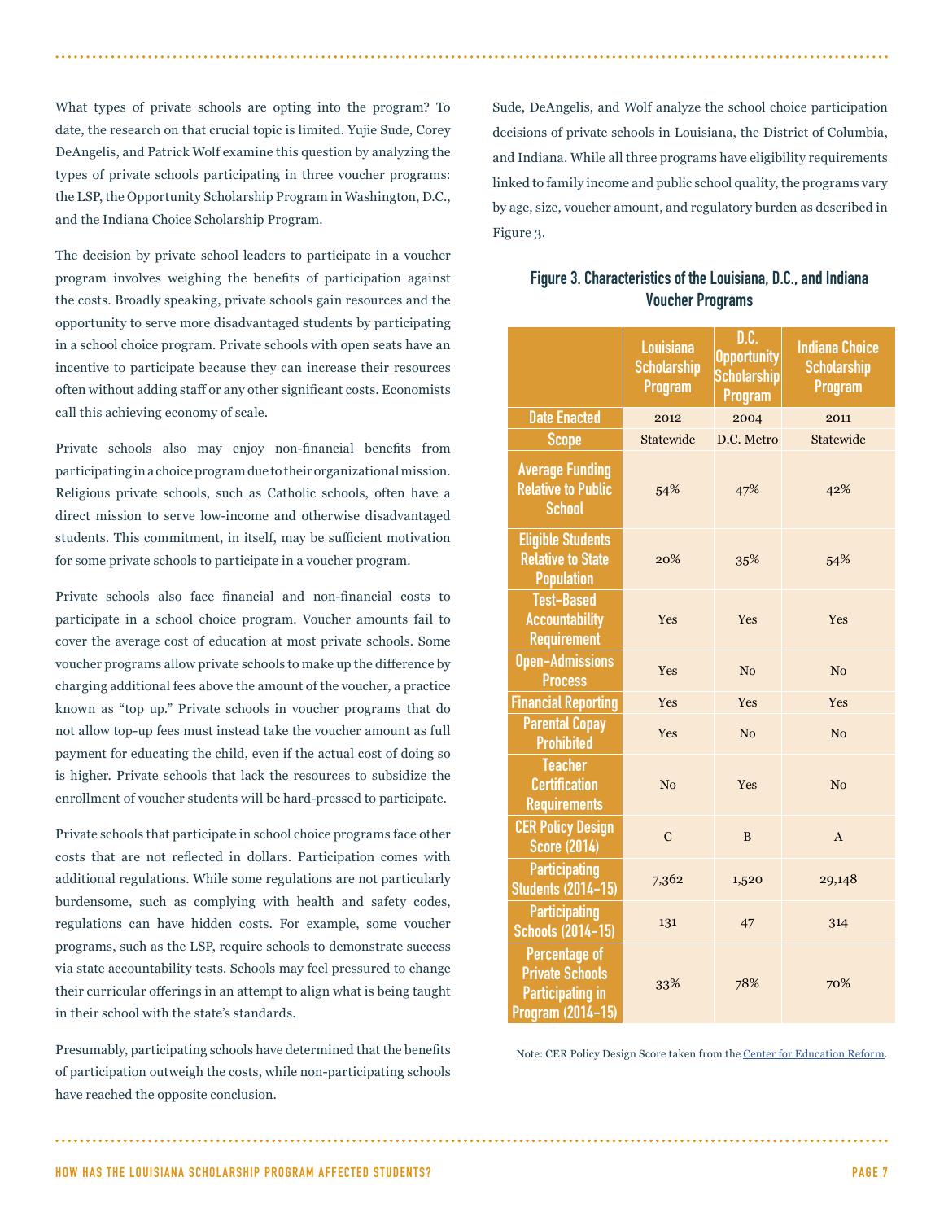What types of private schools are opting into the program? To date, the research on that crucial topic is limited. Yujie Sude, Corey DeAngelis, and Patrick Wolf examine this question by analyzing the types of private schools participating in three voucher programs: the LSP, the Opportunity Scholarship Program in Washington, D.C., and the Indiana Choice Scholarship Program.

The decision by private school leaders to participate in a voucher program involves weighing the benefits of participation against the costs. Broadly speaking, private schools gain resources and the opportunity to serve more disadvantaged students by participating in a school choice program. Private schools with open seats have an incentive to participate because they can increase their resources often without adding staff or any other significant costs. Economists call this achieving economy of scale.

Private schools also may enjoy non-financial benefits from participating in a choice program due to their organizational mission. Religious private schools, such as Catholic schools, often have a direct mission to serve low-income and otherwise disadvantaged students. This commitment, in itself, may be sufficient motivation for some private schools to participate in a voucher program.

Private schools also face financial and non-financial costs to participate in a school choice program. Voucher amounts fail to cover the average cost of education at most private schools. Some voucher programs allow private schools to make up the difference by charging additional fees above the amount of the voucher, a practice known as "top up." Private schools in voucher programs that do not allow top-up fees must instead take the voucher amount as full payment for educating the child, even if the actual cost of doing so is higher. Private schools that lack the resources to subsidize the enrollment of voucher students will be hard-pressed to participate.

Private schools that participate in school choice programs face other costs that are not reflected in dollars. Participation comes with additional regulations. While some regulations are not particularly burdensome, such as complying with health and safety codes, regulations can have hidden costs. For example, some voucher programs, such as the LSP, require schools to demonstrate success via state accountability tests. Schools may feel pressured to change their curricular offerings in an attempt to align what is being taught in their school with the state's standards.

Presumably, participating schools have determined that the benefits of participation outweigh the costs, while non-participating schools have reached the opposite conclusion.

Sude, DeAngelis, and Wolf analyze the school choice participation decisions of private schools in Louisiana, the District of Columbia, and Indiana. While all three programs have eligibility requirements linked to family income and public school quality, the programs vary by age, size, voucher amount, and regulatory burden as described in Figure 3.

**Figure 3. Characteristics of the Louisiana, D.C., and Indiana Voucher Programs**

| | Louisiana Scholarship Program | D.C. Opportunity Scholarship Program | Indiana Choice Scholarship Program |
|---|---|---|---|
| Date Enacted | 2012 | 2004 | 2011 |
| Scope | Statewide | D.C. Metro | Statewide |
| Average Funding Relative to Public School | 54% | 47% | 42% |
| Eligible Students Relative to State Population | 20% | 35% | 54% |
| Test-Based Accountability Requirement | Yes | Yes | Yes |
| Open-Admissions Process | Yes | No | No |
| Financial Reporting | Yes | Yes | Yes |
| Parental Copay Prohibited | Yes | No | No |
| Teacher Certification Requirements | No | Yes | No |
| CER Policy Design Score (2014) | C | B | A |
| Participating Students (2014-15) | 7,362 | 1,520 | 29,148 |
| Participating Schools (2014-15) | 131 | 47 | 314 |
| Percentage of Private Schools Participating in Program (2014-15) | 33% | 78% | 70% |

Note: CER Policy Design Score taken from the Center for Education Reform.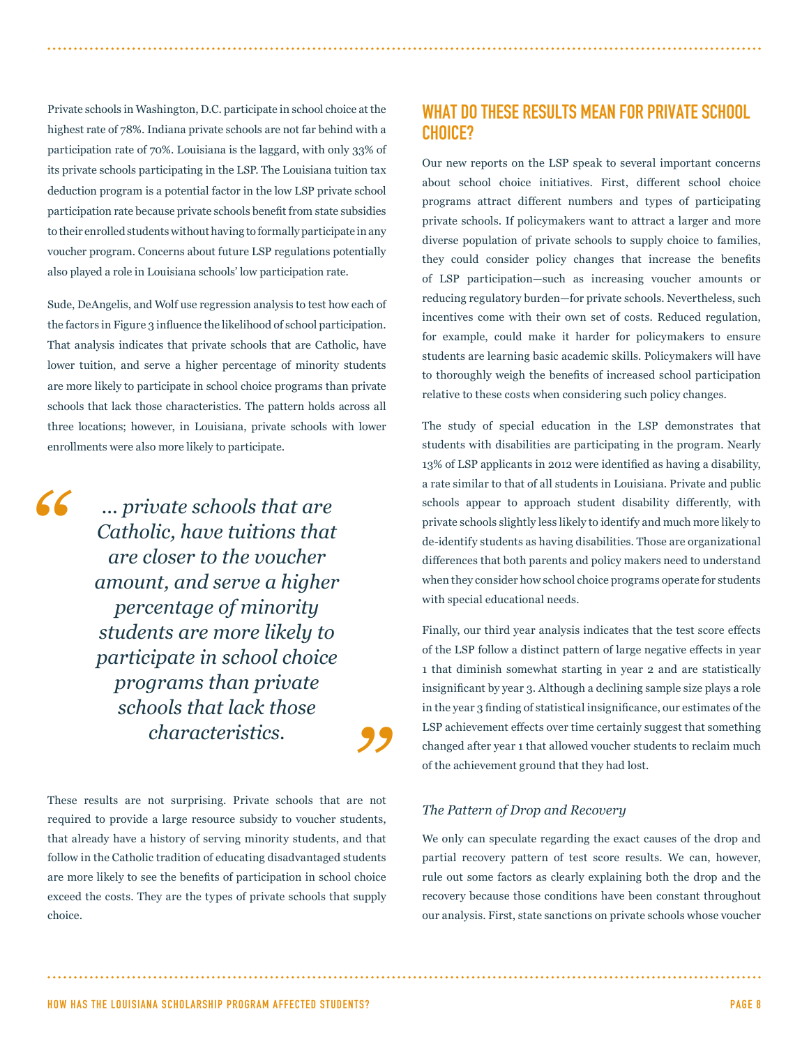Private schools in Washington, D.C. participate in school choice at the highest rate of 78%. Indiana private schools are not far behind with a participation rate of 70%. Louisiana is the laggard, with only 33% of its private schools participating in the LSP. The Louisiana tuition tax deduction program is a potential factor in the low LSP private school participation rate because private schools benefit from state subsidies to their enrolled students without having to formally participate in any voucher program. Concerns about future LSP regulations potentially also played a role in Louisiana schools' low participation rate.

Sude, DeAngelis, and Wolf use regression analysis to test how each of the factors in Figure 3 influence the likelihood of school participation. That analysis indicates that private schools that are Catholic, have lower tuition, and serve a higher percentage of minority students are more likely to participate in school choice programs than private schools that lack those characteristics. The pattern holds across all three locations; however, in Louisiana, private schools with lower enrollments were also more likely to participate.

> *"... private schools that are Catholic, have tuitions that are closer to the voucher amount, and serve a higher percentage of minority students are more likely to participate in school choice programs than private schools that lack those characteristics."*

These results are not surprising. Private schools that are not required to provide a large resource subsidy to voucher students, that already have a history of serving minority students, and that follow in the Catholic tradition of educating disadvantaged students are more likely to see the benefits of participation in school choice exceed the costs. They are the types of private schools that supply choice.

## WHAT DO THESE RESULTS MEAN FOR PRIVATE SCHOOL CHOICE?

Our new reports on the LSP speak to several important concerns about school choice initiatives. First, different school choice programs attract different numbers and types of participating private schools. If policymakers want to attract a larger and more diverse population of private schools to supply choice to families, they could consider policy changes that increase the benefits of LSP participation—such as increasing voucher amounts or reducing regulatory burden—for private schools. Nevertheless, such incentives come with their own set of costs. Reduced regulation, for example, could make it harder for policymakers to ensure students are learning basic academic skills. Policymakers will have to thoroughly weigh the benefits of increased school participation relative to these costs when considering such policy changes.

The study of special education in the LSP demonstrates that students with disabilities are participating in the program. Nearly 13% of LSP applicants in 2012 were identified as having a disability, a rate similar to that of all students in Louisiana. Private and public schools appear to approach student disability differently, with private schools slightly less likely to identify and much more likely to de-identify students as having disabilities. Those are organizational differences that both parents and policy makers need to understand when they consider how school choice programs operate for students with special educational needs.

Finally, our third year analysis indicates that the test score effects of the LSP follow a distinct pattern of large negative effects in year 1 that diminish somewhat starting in year 2 and are statistically insignificant by year 3. Although a declining sample size plays a role in the year 3 finding of statistical insignificance, our estimates of the LSP achievement effects over time certainly suggest that something changed after year 1 that allowed voucher students to reclaim much of the achievement ground that they had lost.

### *The Pattern of Drop and Recovery*

We only can speculate regarding the exact causes of the drop and partial recovery pattern of test score results. We can, however, rule out some factors as clearly explaining both the drop and the recovery because those conditions have been constant throughout our analysis. First, state sanctions on private schools whose voucher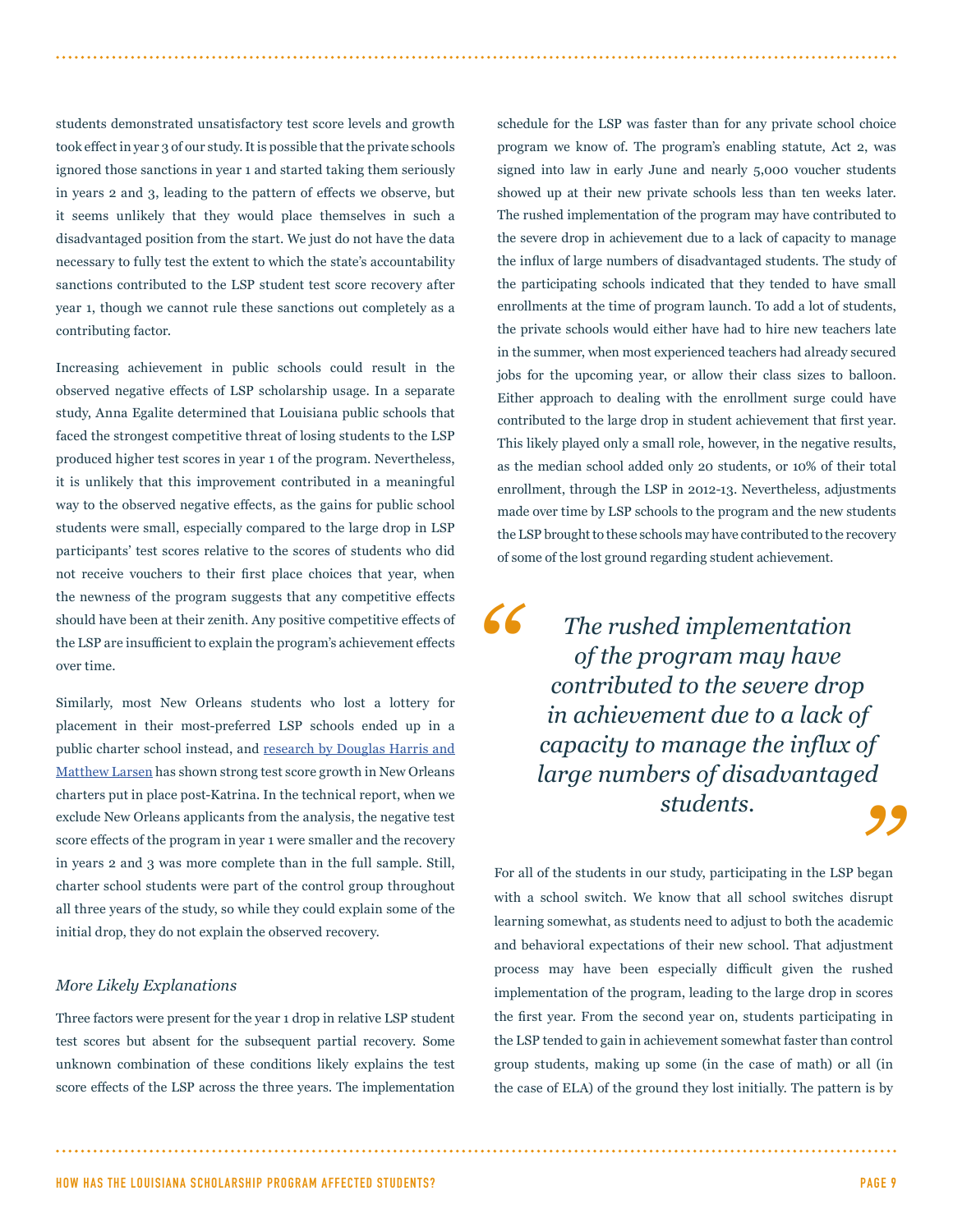students demonstrated unsatisfactory test score levels and growth took effect in year 3 of our study. It is possible that the private schools ignored those sanctions in year 1 and started taking them seriously in years 2 and 3, leading to the pattern of effects we observe, but it seems unlikely that they would place themselves in such a disadvantaged position from the start. We just do not have the data necessary to fully test the extent to which the state's accountability sanctions contributed to the LSP student test score recovery after year 1, though we cannot rule these sanctions out completely as a contributing factor.

Increasing achievement in public schools could result in the observed negative effects of LSP scholarship usage. In a separate study, Anna Egalite determined that Louisiana public schools that faced the strongest competitive threat of losing students to the LSP produced higher test scores in year 1 of the program. Nevertheless, it is unlikely that this improvement contributed in a meaningful way to the observed negative effects, as the gains for public school students were small, especially compared to the large drop in LSP participants' test scores relative to the scores of students who did not receive vouchers to their first place choices that year, when the newness of the program suggests that any competitive effects should have been at their zenith. Any positive competitive effects of the LSP are insufficient to explain the program's achievement effects over time.

Similarly, most New Orleans students who lost a lottery for placement in their most-preferred LSP schools ended up in a public charter school instead, and research by Douglas Harris and Matthew Larsen has shown strong test score growth in New Orleans charters put in place post-Katrina. In the technical report, when we exclude New Orleans applicants from the analysis, the negative test score effects of the program in year 1 were smaller and the recovery in years 2 and 3 was more complete than in the full sample. Still, charter school students were part of the control group throughout all three years of the study, so while they could explain some of the initial drop, they do not explain the observed recovery.

### *More Likely Explanations*

Three factors were present for the year 1 drop in relative LSP student test scores but absent for the subsequent partial recovery. Some unknown combination of these conditions likely explains the test score effects of the LSP across the three years. The implementation schedule for the LSP was faster than for any private school choice program we know of. The program's enabling statute, Act 2, was signed into law in early June and nearly 5,000 voucher students showed up at their new private schools less than ten weeks later. The rushed implementation of the program may have contributed to the severe drop in achievement due to a lack of capacity to manage the influx of large numbers of disadvantaged students. The study of the participating schools indicated that they tended to have small enrollments at the time of program launch. To add a lot of students, the private schools would either have had to hire new teachers late in the summer, when most experienced teachers had already secured jobs for the upcoming year, or allow their class sizes to balloon. Either approach to dealing with the enrollment surge could have contributed to the large drop in student achievement that first year. This likely played only a small role, however, in the negative results, as the median school added only 20 students, or 10% of their total enrollment, through the LSP in 2012-13. Nevertheless, adjustments made over time by LSP schools to the program and the new students the LSP brought to these schools may have contributed to the recovery of some of the lost ground regarding student achievement.

> *"The rushed implementation of the program may have contributed to the severe drop in achievement due to a lack of capacity to manage the influx of large numbers of disadvantaged students."*

For all of the students in our study, participating in the LSP began with a school switch. We know that all school switches disrupt learning somewhat, as students need to adjust to both the academic and behavioral expectations of their new school. That adjustment process may have been especially difficult given the rushed implementation of the program, leading to the large drop in scores the first year. From the second year on, students participating in the LSP tended to gain in achievement somewhat faster than control group students, making up some (in the case of math) or all (in the case of ELA) of the ground they lost initially. The pattern is by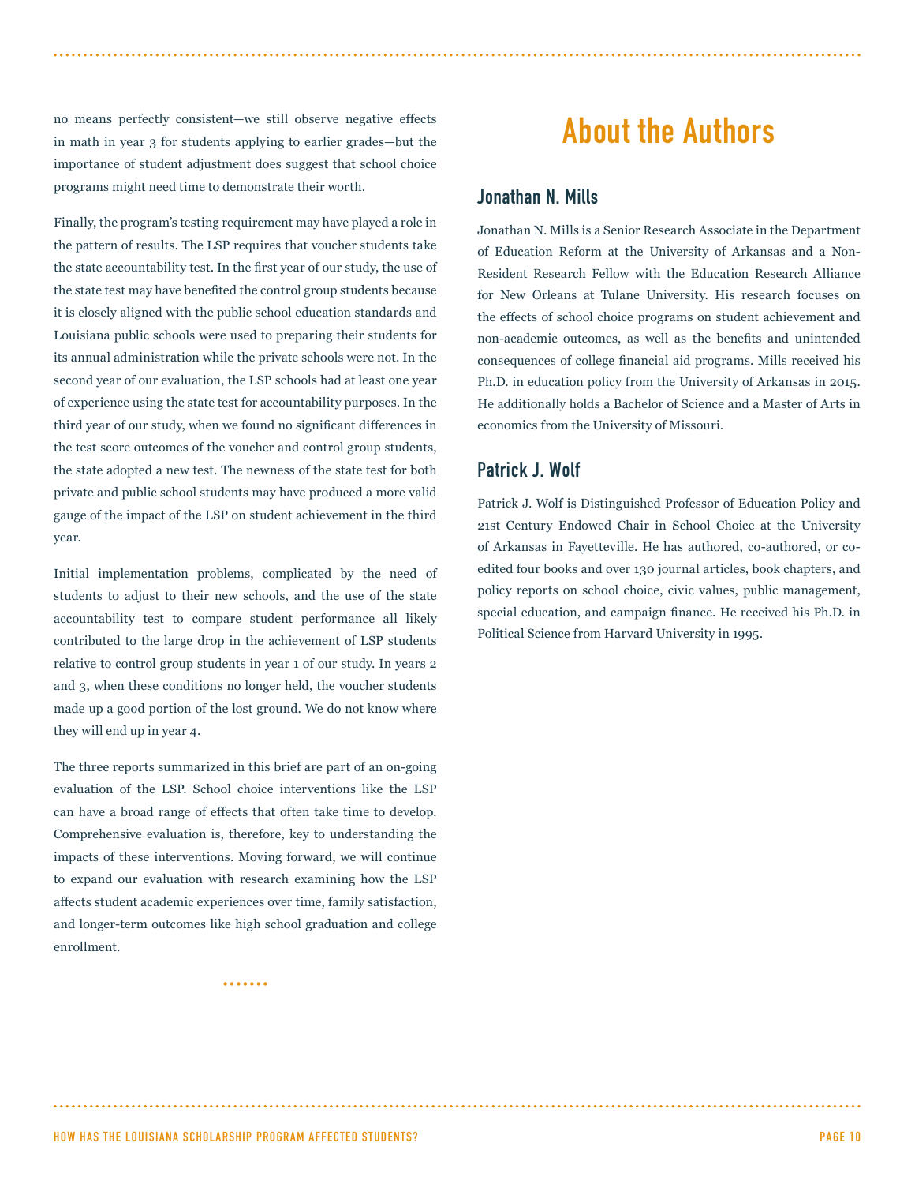no means perfectly consistent—we still observe negative effects in math in year 3 for students applying to earlier grades—but the importance of student adjustment does suggest that school choice programs might need time to demonstrate their worth.

Finally, the program's testing requirement may have played a role in the pattern of results. The LSP requires that voucher students take the state accountability test. In the first year of our study, the use of the state test may have benefited the control group students because it is closely aligned with the public school education standards and Louisiana public schools were used to preparing their students for its annual administration while the private schools were not. In the second year of our evaluation, the LSP schools had at least one year of experience using the state test for accountability purposes. In the third year of our study, when we found no significant differences in the test score outcomes of the voucher and control group students, the state adopted a new test. The newness of the state test for both private and public school students may have produced a more valid gauge of the impact of the LSP on student achievement in the third year.

Initial implementation problems, complicated by the need of students to adjust to their new schools, and the use of the state accountability test to compare student performance all likely contributed to the large drop in the achievement of LSP students relative to control group students in year 1 of our study. In years 2 and 3, when these conditions no longer held, the voucher students made up a good portion of the lost ground. We do not know where they will end up in year 4.

The three reports summarized in this brief are part of an on-going evaluation of the LSP. School choice interventions like the LSP can have a broad range of effects that often take time to develop. Comprehensive evaluation is, therefore, key to understanding the impacts of these interventions. Moving forward, we will continue to expand our evaluation with research examining how the LSP affects student academic experiences over time, family satisfaction, and longer-term outcomes like high school graduation and college enrollment.

# About the Authors

## Jonathan N. Mills

Jonathan N. Mills is a Senior Research Associate in the Department of Education Reform at the University of Arkansas and a Non-Resident Research Fellow with the Education Research Alliance for New Orleans at Tulane University. His research focuses on the effects of school choice programs on student achievement and non-academic outcomes, as well as the benefits and unintended consequences of college financial aid programs. Mills received his Ph.D. in education policy from the University of Arkansas in 2015. He additionally holds a Bachelor of Science and a Master of Arts in economics from the University of Missouri.

## Patrick J. Wolf

Patrick J. Wolf is Distinguished Professor of Education Policy and 21st Century Endowed Chair in School Choice at the University of Arkansas in Fayetteville. He has authored, co-authored, or co-edited four books and over 130 journal articles, book chapters, and policy reports on school choice, civic values, public management, special education, and campaign finance. He received his Ph.D. in Political Science from Harvard University in 1995.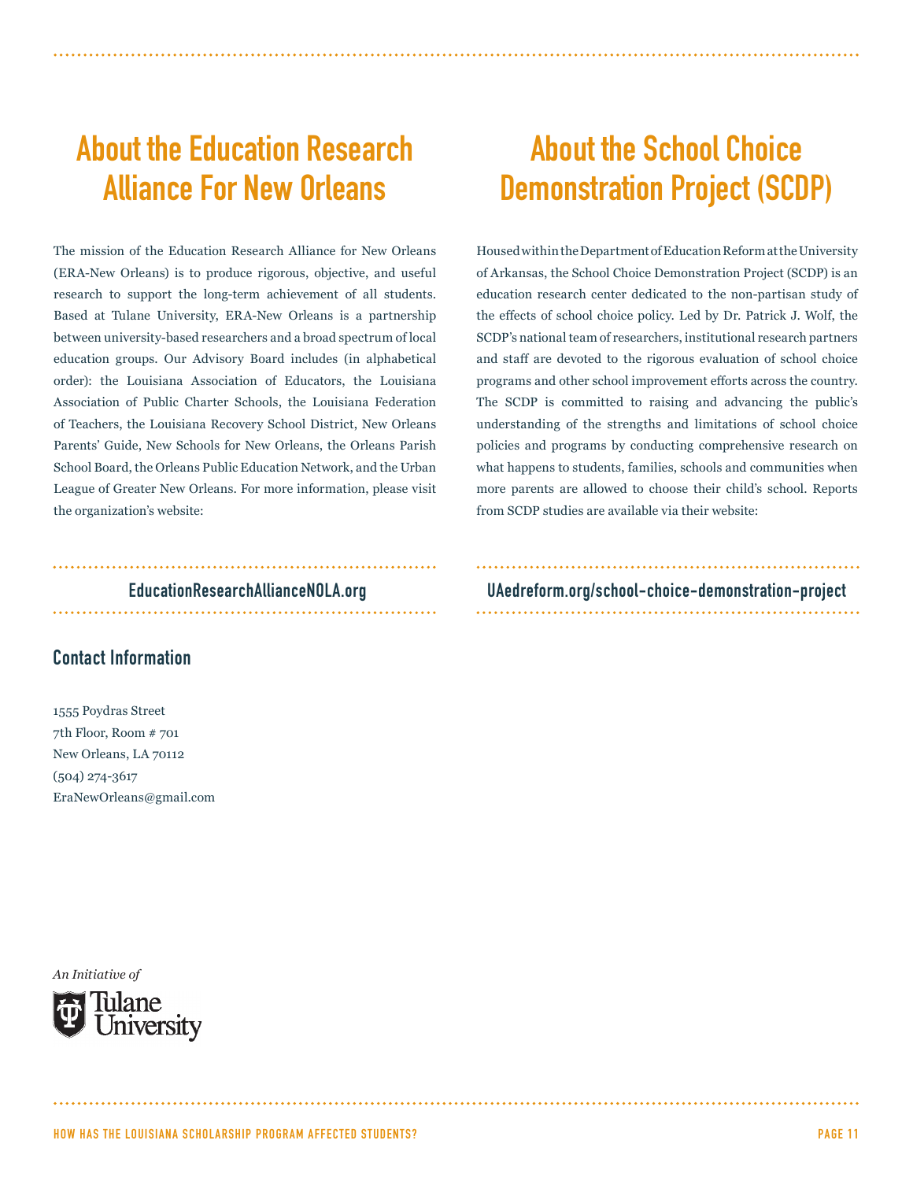## About the Education Research Alliance For New Orleans

The mission of the Education Research Alliance for New Orleans (ERA-New Orleans) is to produce rigorous, objective, and useful research to support the long-term achievement of all students. Based at Tulane University, ERA-New Orleans is a partnership between university-based researchers and a broad spectrum of local education groups. Our Advisory Board includes (in alphabetical order): the Louisiana Association of Educators, the Louisiana Association of Public Charter Schools, the Louisiana Federation of Teachers, the Louisiana Recovery School District, New Orleans Parents' Guide, New Schools for New Orleans, the Orleans Parish School Board, the Orleans Public Education Network, and the Urban League of Greater New Orleans. For more information, please visit the organization's website:

**EducationResearchAllianceNOLA.org**

### Contact Information

1555 Poydras Street
7th Floor, Room # 701
New Orleans, LA 70112
(504) 274-3617
EraNewOrleans@gmail.com

*An Initiative of*

Tulane University

## About the School Choice Demonstration Project (SCDP)

Housed within the Department of Education Reform at the University of Arkansas, the School Choice Demonstration Project (SCDP) is an education research center dedicated to the non-partisan study of the effects of school choice policy. Led by Dr. Patrick J. Wolf, the SCDP's national team of researchers, institutional research partners and staff are devoted to the rigorous evaluation of school choice programs and other school improvement efforts across the country. The SCDP is committed to raising and advancing the public's understanding of the strengths and limitations of school choice policies and programs by conducting comprehensive research on what happens to students, families, schools and communities when more parents are allowed to choose their child's school. Reports from SCDP studies are available via their website:

**UAedreform.org/school-choice-demonstration-project**